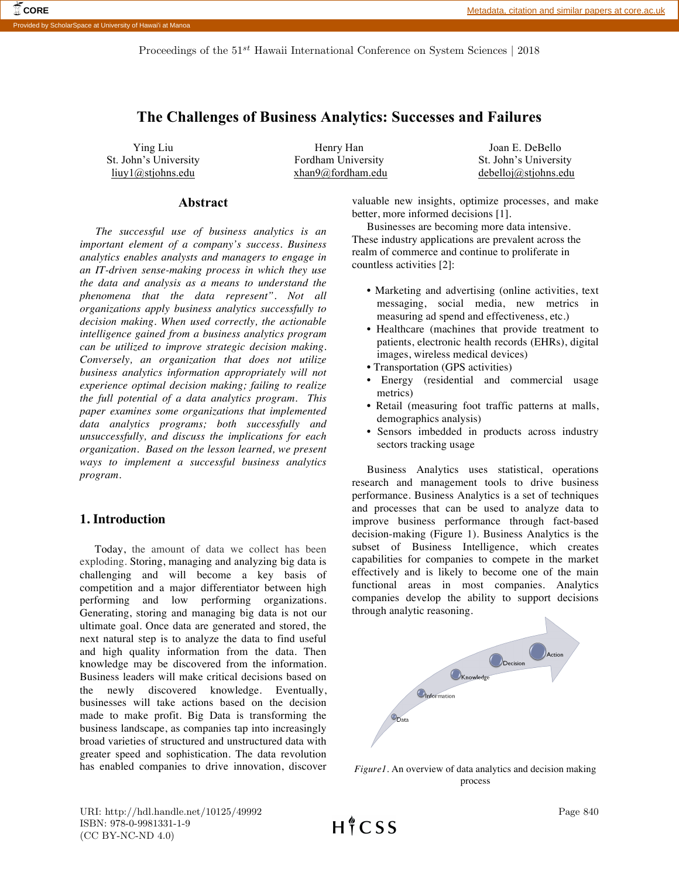# The Challenges of Business Analytics: Successes and Failures

Ying Liu
St. John's University
liuy1@stjohns.edu

Henry Han
Fordham University
xhan9@fordham.edu

Joan E. DeBello
St. John's University
debelloj@stjohns.edu

## Abstract

*The successful use of business analytics is an important element of a company's success. Business analytics enables analysts and managers to engage in an IT-driven sense-making process in which they use the data and analysis as a means to understand the phenomena that the data represent". Not all organizations apply business analytics successfully to decision making. When used correctly, the actionable intelligence gained from a business analytics program can be utilized to improve strategic decision making. Conversely, an organization that does not utilize business analytics information appropriately will not experience optimal decision making; failing to realize the full potential of a data analytics program. This paper examines some organizations that implemented data analytics programs; both successfully and unsuccessfully, and discuss the implications for each organization. Based on the lesson learned, we present ways to implement a successful business analytics program.*

## 1. Introduction

Today, the amount of data we collect has been exploding. Storing, managing and analyzing big data is challenging and will become a key basis of competition and a major differentiator between high performing and low performing organizations. Generating, storing and managing big data is not our ultimate goal. Once data are generated and stored, the next natural step is to analyze the data to find useful and high quality information from the data. Then knowledge may be discovered from the information. Business leaders will make critical decisions based on the newly discovered knowledge. Eventually, businesses will take actions based on the decision made to make profit. Big Data is transforming the business landscape, as companies tap into increasingly broad varieties of structured and unstructured data with greater speed and sophistication. The data revolution has enabled companies to drive innovation, discover valuable new insights, optimize processes, and make better, more informed decisions [1].

Businesses are becoming more data intensive. These industry applications are prevalent across the realm of commerce and continue to proliferate in countless activities [2]:

- Marketing and advertising (online activities, text messaging, social media, new metrics in measuring ad spend and effectiveness, etc.)
- Healthcare (machines that provide treatment to patients, electronic health records (EHRs), digital images, wireless medical devices)
- Transportation (GPS activities)
- Energy (residential and commercial usage metrics)
- Retail (measuring foot traffic patterns at malls, demographics analysis)
- Sensors imbedded in products across industry sectors tracking usage

Business Analytics uses statistical, operations research and management tools to drive business performance. Business Analytics is a set of techniques and processes that can be used to analyze data to improve business performance through fact-based decision-making (Figure 1). Business Analytics is the subset of Business Intelligence, which creates capabilities for companies to compete in the market effectively and is likely to become one of the main functional areas in most companies. Analytics companies develop the ability to support decisions through analytic reasoning.

*Figure1*. An overview of data analytics and decision making process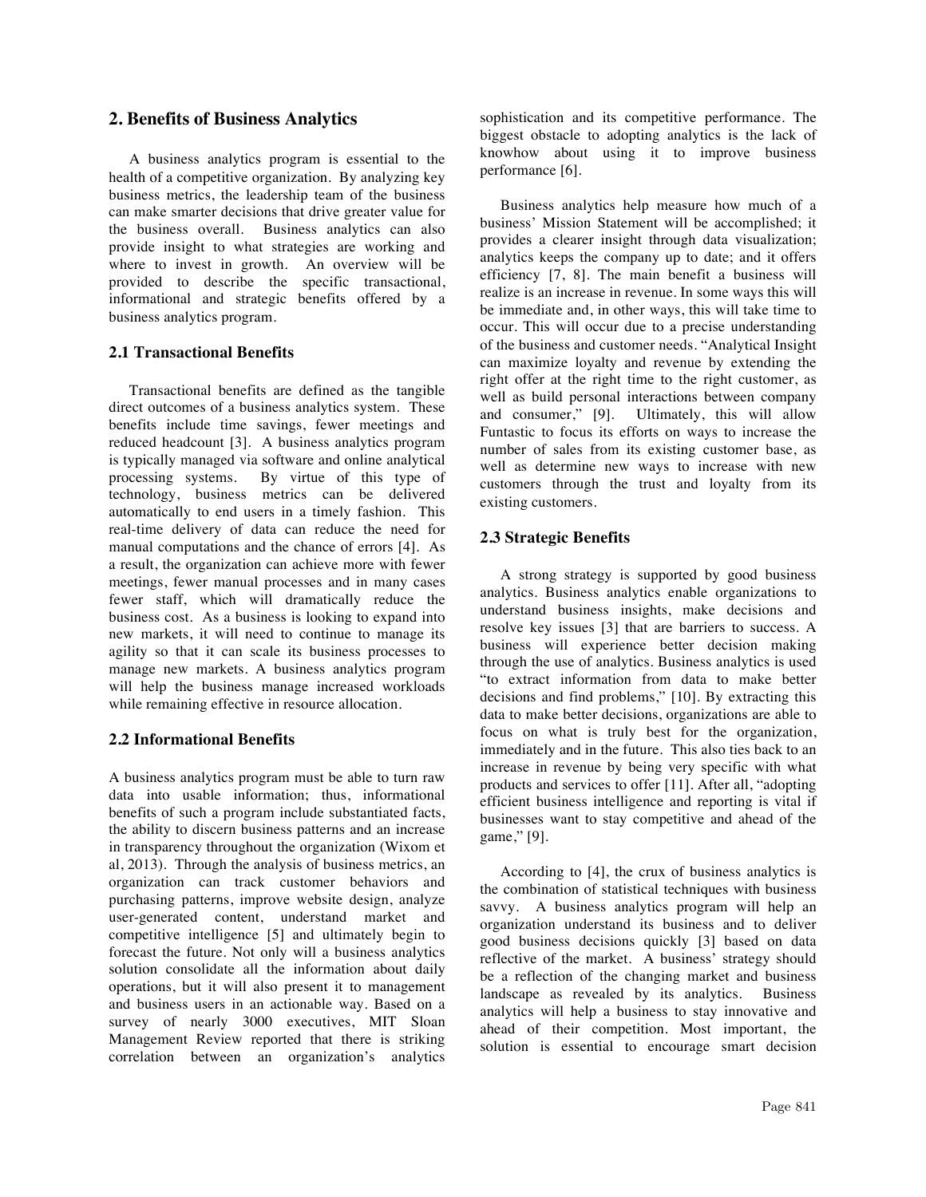## 2. Benefits of Business Analytics

A business analytics program is essential to the health of a competitive organization. By analyzing key business metrics, the leadership team of the business can make smarter decisions that drive greater value for the business overall. Business analytics can also provide insight to what strategies are working and where to invest in growth. An overview will be provided to describe the specific transactional, informational and strategic benefits offered by a business analytics program.

### 2.1 Transactional Benefits

Transactional benefits are defined as the tangible direct outcomes of a business analytics system. These benefits include time savings, fewer meetings and reduced headcount [3]. A business analytics program is typically managed via software and online analytical processing systems. By virtue of this type of technology, business metrics can be delivered automatically to end users in a timely fashion. This real-time delivery of data can reduce the need for manual computations and the chance of errors [4]. As a result, the organization can achieve more with fewer meetings, fewer manual processes and in many cases fewer staff, which will dramatically reduce the business cost. As a business is looking to expand into new markets, it will need to continue to manage its agility so that it can scale its business processes to manage new markets. A business analytics program will help the business manage increased workloads while remaining effective in resource allocation.

### 2.2 Informational Benefits

A business analytics program must be able to turn raw data into usable information; thus, informational benefits of such a program include substantiated facts, the ability to discern business patterns and an increase in transparency throughout the organization (Wixom et al, 2013). Through the analysis of business metrics, an organization can track customer behaviors and purchasing patterns, improve website design, analyze user-generated content, understand market and competitive intelligence [5] and ultimately begin to forecast the future. Not only will a business analytics solution consolidate all the information about daily operations, but it will also present it to management and business users in an actionable way. Based on a survey of nearly 3000 executives, MIT Sloan Management Review reported that there is striking correlation between an organization's analytics sophistication and its competitive performance. The biggest obstacle to adopting analytics is the lack of knowhow about using it to improve business performance [6].

Business analytics help measure how much of a business' Mission Statement will be accomplished; it provides a clearer insight through data visualization; analytics keeps the company up to date; and it offers efficiency [7, 8]. The main benefit a business will realize is an increase in revenue. In some ways this will be immediate and, in other ways, this will take time to occur. This will occur due to a precise understanding of the business and customer needs. "Analytical Insight can maximize loyalty and revenue by extending the right offer at the right time to the right customer, as well as build personal interactions between company and consumer," [9]. Ultimately, this will allow Funtastic to focus its efforts on ways to increase the number of sales from its existing customer base, as well as determine new ways to increase with new customers through the trust and loyalty from its existing customers.

### 2.3 Strategic Benefits

A strong strategy is supported by good business analytics. Business analytics enable organizations to understand business insights, make decisions and resolve key issues [3] that are barriers to success. A business will experience better decision making through the use of analytics. Business analytics is used "to extract information from data to make better decisions and find problems," [10]. By extracting this data to make better decisions, organizations are able to focus on what is truly best for the organization, immediately and in the future. This also ties back to an increase in revenue by being very specific with what products and services to offer [11]. After all, "adopting efficient business intelligence and reporting is vital if businesses want to stay competitive and ahead of the game," [9].

According to [4], the crux of business analytics is the combination of statistical techniques with business savvy. A business analytics program will help an organization understand its business and to deliver good business decisions quickly [3] based on data reflective of the market. A business' strategy should be a reflection of the changing market and business landscape as revealed by its analytics. Business analytics will help a business to stay innovative and ahead of their competition. Most important, the solution is essential to encourage smart decision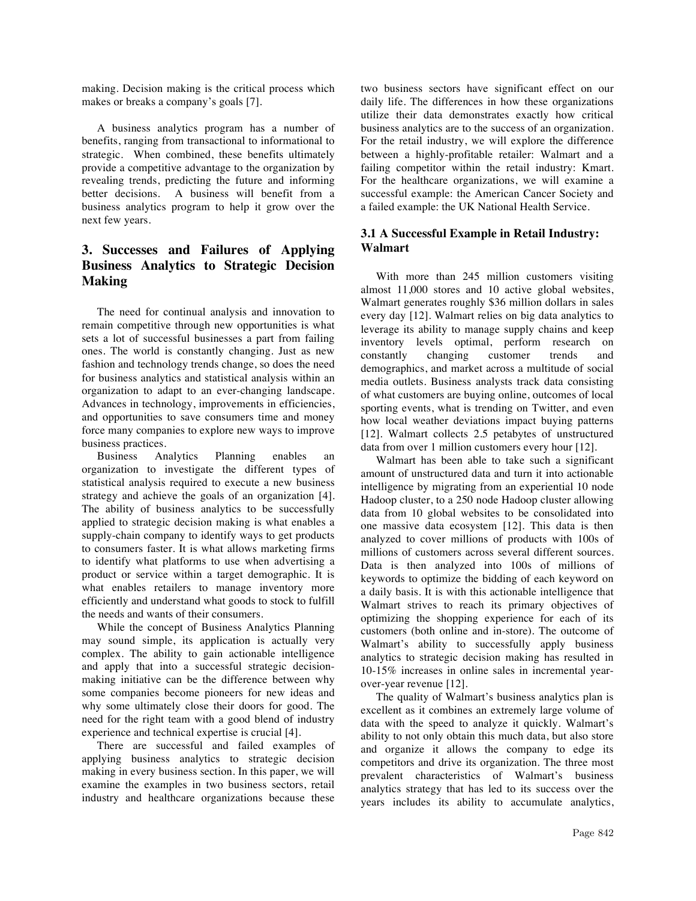making. Decision making is the critical process which makes or breaks a company's goals [7].

A business analytics program has a number of benefits, ranging from transactional to informational to strategic. When combined, these benefits ultimately provide a competitive advantage to the organization by revealing trends, predicting the future and informing better decisions. A business will benefit from a business analytics program to help it grow over the next few years.

## 3. Successes and Failures of Applying Business Analytics to Strategic Decision Making

The need for continual analysis and innovation to remain competitive through new opportunities is what sets a lot of successful businesses a part from failing ones. The world is constantly changing. Just as new fashion and technology trends change, so does the need for business analytics and statistical analysis within an organization to adapt to an ever-changing landscape. Advances in technology, improvements in efficiencies, and opportunities to save consumers time and money force many companies to explore new ways to improve business practices.

Business Analytics Planning enables an organization to investigate the different types of statistical analysis required to execute a new business strategy and achieve the goals of an organization [4]. The ability of business analytics to be successfully applied to strategic decision making is what enables a supply-chain company to identify ways to get products to consumers faster. It is what allows marketing firms to identify what platforms to use when advertising a product or service within a target demographic. It is what enables retailers to manage inventory more efficiently and understand what goods to stock to fulfill the needs and wants of their consumers.

While the concept of Business Analytics Planning may sound simple, its application is actually very complex. The ability to gain actionable intelligence and apply that into a successful strategic decision-making initiative can be the difference between why some companies become pioneers for new ideas and why some ultimately close their doors for good. The need for the right team with a good blend of industry experience and technical expertise is crucial [4].

There are successful and failed examples of applying business analytics to strategic decision making in every business section. In this paper, we will examine the examples in two business sectors, retail industry and healthcare organizations because these two business sectors have significant effect on our daily life. The differences in how these organizations utilize their data demonstrates exactly how critical business analytics are to the success of an organization. For the retail industry, we will explore the difference between a highly-profitable retailer: Walmart and a failing competitor within the retail industry: Kmart. For the healthcare organizations, we will examine a successful example: the American Cancer Society and a failed example: the UK National Health Service.

### 3.1 A Successful Example in Retail Industry: Walmart

With more than 245 million customers visiting almost 11,000 stores and 10 active global websites, Walmart generates roughly $36 million dollars in sales every day [12]. Walmart relies on big data analytics to leverage its ability to manage supply chains and keep inventory levels optimal, perform research on constantly changing customer trends and demographics, and market across a multitude of social media outlets. Business analysts track data consisting of what customers are buying online, outcomes of local sporting events, what is trending on Twitter, and even how local weather deviations impact buying patterns [12]. Walmart collects 2.5 petabytes of unstructured data from over 1 million customers every hour [12].

Walmart has been able to take such a significant amount of unstructured data and turn it into actionable intelligence by migrating from an experiential 10 node Hadoop cluster, to a 250 node Hadoop cluster allowing data from 10 global websites to be consolidated into one massive data ecosystem [12]. This data is then analyzed to cover millions of products with 100s of millions of customers across several different sources. Data is then analyzed into 100s of millions of keywords to optimize the bidding of each keyword on a daily basis. It is with this actionable intelligence that Walmart strives to reach its primary objectives of optimizing the shopping experience for each of its customers (both online and in-store). The outcome of Walmart's ability to successfully apply business analytics to strategic decision making has resulted in 10-15% increases in online sales in incremental year-over-year revenue [12].

The quality of Walmart's business analytics plan is excellent as it combines an extremely large volume of data with the speed to analyze it quickly. Walmart's ability to not only obtain this much data, but also store and organize it allows the company to edge its competitors and drive its organization. The three most prevalent characteristics of Walmart's business analytics strategy that has led to its success over the years includes its ability to accumulate analytics,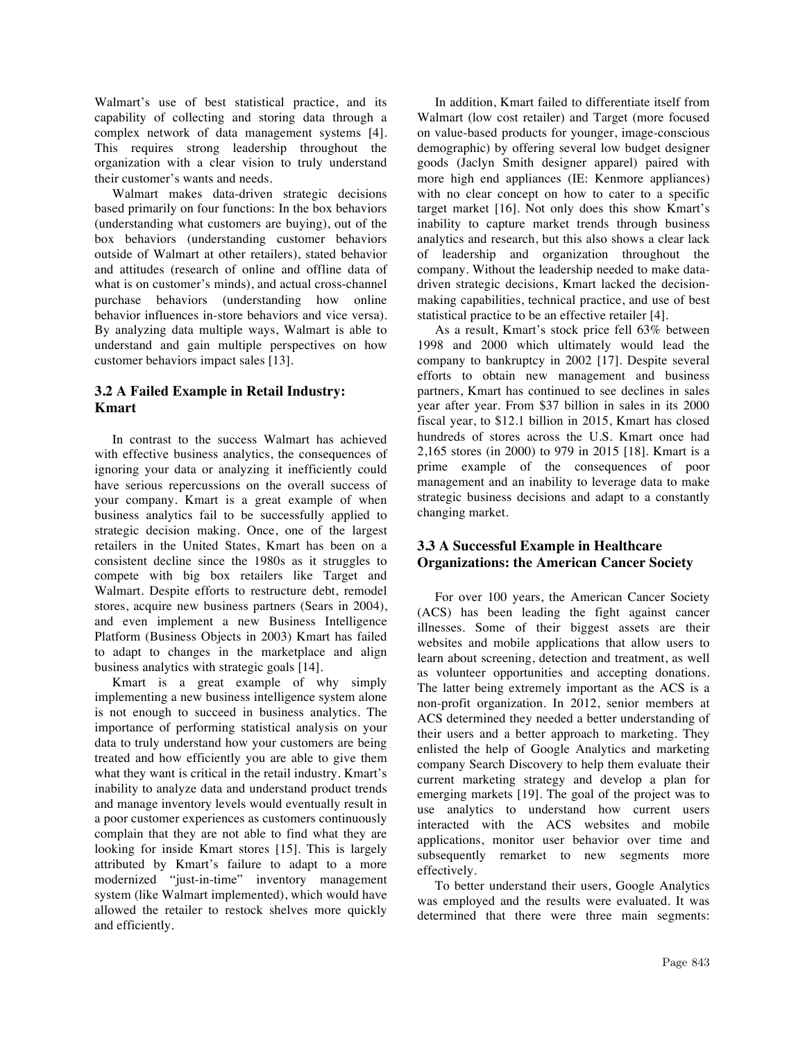Walmart's use of best statistical practice, and its capability of collecting and storing data through a complex network of data management systems [4]. This requires strong leadership throughout the organization with a clear vision to truly understand their customer's wants and needs.

Walmart makes data-driven strategic decisions based primarily on four functions: In the box behaviors (understanding what customers are buying), out of the box behaviors (understanding customer behaviors outside of Walmart at other retailers), stated behavior and attitudes (research of online and offline data of what is on customer's minds), and actual cross-channel purchase behaviors (understanding how online behavior influences in-store behaviors and vice versa). By analyzing data multiple ways, Walmart is able to understand and gain multiple perspectives on how customer behaviors impact sales [13].

### 3.2 A Failed Example in Retail Industry: Kmart

In contrast to the success Walmart has achieved with effective business analytics, the consequences of ignoring your data or analyzing it inefficiently could have serious repercussions on the overall success of your company. Kmart is a great example of when business analytics fail to be successfully applied to strategic decision making. Once, one of the largest retailers in the United States, Kmart has been on a consistent decline since the 1980s as it struggles to compete with big box retailers like Target and Walmart. Despite efforts to restructure debt, remodel stores, acquire new business partners (Sears in 2004), and even implement a new Business Intelligence Platform (Business Objects in 2003) Kmart has failed to adapt to changes in the marketplace and align business analytics with strategic goals [14].

Kmart is a great example of why simply implementing a new business intelligence system alone is not enough to succeed in business analytics. The importance of performing statistical analysis on your data to truly understand how your customers are being treated and how efficiently you are able to give them what they want is critical in the retail industry. Kmart's inability to analyze data and understand product trends and manage inventory levels would eventually result in a poor customer experiences as customers continuously complain that they are not able to find what they are looking for inside Kmart stores [15]. This is largely attributed by Kmart's failure to adapt to a more modernized "just-in-time" inventory management system (like Walmart implemented), which would have allowed the retailer to restock shelves more quickly and efficiently.

In addition, Kmart failed to differentiate itself from Walmart (low cost retailer) and Target (more focused on value-based products for younger, image-conscious demographic) by offering several low budget designer goods (Jaclyn Smith designer apparel) paired with more high end appliances (IE: Kenmore appliances) with no clear concept on how to cater to a specific target market [16]. Not only does this show Kmart's inability to capture market trends through business analytics and research, but this also shows a clear lack of leadership and organization throughout the company. Without the leadership needed to make data-driven strategic decisions, Kmart lacked the decision-making capabilities, technical practice, and use of best statistical practice to be an effective retailer [4].

As a result, Kmart's stock price fell 63% between 1998 and 2000 which ultimately would lead the company to bankruptcy in 2002 [17]. Despite several efforts to obtain new management and business partners, Kmart has continued to see declines in sales year after year. From $37 billion in sales in its 2000 fiscal year, to $12.1 billion in 2015, Kmart has closed hundreds of stores across the U.S. Kmart once had 2,165 stores (in 2000) to 979 in 2015 [18]. Kmart is a prime example of the consequences of poor management and an inability to leverage data to make strategic business decisions and adapt to a constantly changing market.

### 3.3 A Successful Example in Healthcare Organizations: the American Cancer Society

For over 100 years, the American Cancer Society (ACS) has been leading the fight against cancer illnesses. Some of their biggest assets are their websites and mobile applications that allow users to learn about screening, detection and treatment, as well as volunteer opportunities and accepting donations. The latter being extremely important as the ACS is a non-profit organization. In 2012, senior members at ACS determined they needed a better understanding of their users and a better approach to marketing. They enlisted the help of Google Analytics and marketing company Search Discovery to help them evaluate their current marketing strategy and develop a plan for emerging markets [19]. The goal of the project was to use analytics to understand how current users interacted with the ACS websites and mobile applications, monitor user behavior over time and subsequently remarket to new segments more effectively.

To better understand their users, Google Analytics was employed and the results were evaluated. It was determined that there were three main segments: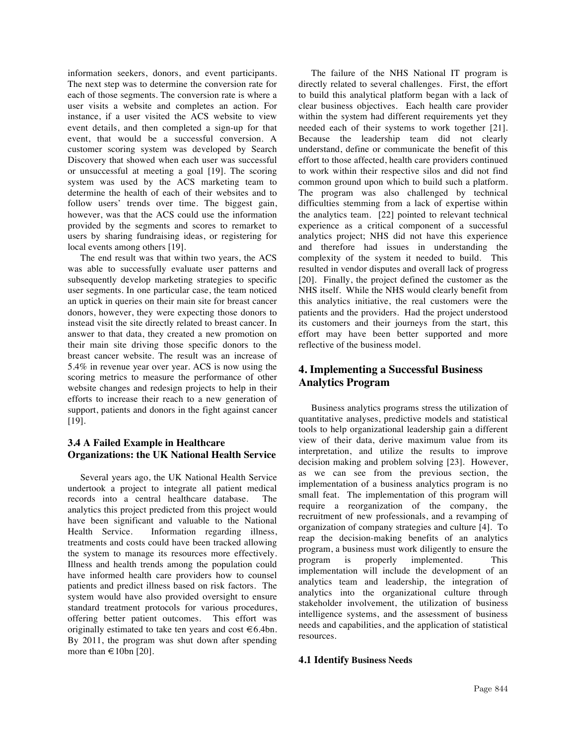information seekers, donors, and event participants. The next step was to determine the conversion rate for each of those segments. The conversion rate is where a user visits a website and completes an action. For instance, if a user visited the ACS website to view event details, and then completed a sign-up for that event, that would be a successful conversion. A customer scoring system was developed by Search Discovery that showed when each user was successful or unsuccessful at meeting a goal [19]. The scoring system was used by the ACS marketing team to determine the health of each of their websites and to follow users' trends over time. The biggest gain, however, was that the ACS could use the information provided by the segments and scores to remarket to users by sharing fundraising ideas, or registering for local events among others [19].

The end result was that within two years, the ACS was able to successfully evaluate user patterns and subsequently develop marketing strategies to specific user segments. In one particular case, the team noticed an uptick in queries on their main site for breast cancer donors, however, they were expecting those donors to instead visit the site directly related to breast cancer. In answer to that data, they created a new promotion on their main site driving those specific donors to the breast cancer website. The result was an increase of 5.4% in revenue year over year. ACS is now using the scoring metrics to measure the performance of other website changes and redesign projects to help in their efforts to increase their reach to a new generation of support, patients and donors in the fight against cancer [19].

### 3.4 A Failed Example in Healthcare Organizations: the UK National Health Service

Several years ago, the UK National Health Service undertook a project to integrate all patient medical records into a central healthcare database. The analytics this project predicted from this project would have been significant and valuable to the National Health Service. Information regarding illness, treatments and costs could have been tracked allowing the system to manage its resources more effectively. Illness and health trends among the population could have informed health care providers how to counsel patients and predict illness based on risk factors. The system would have also provided oversight to ensure standard treatment protocols for various procedures, offering better patient outcomes. This effort was originally estimated to take ten years and cost €6.4bn. By 2011, the program was shut down after spending more than €10bn [20].

The failure of the NHS National IT program is directly related to several challenges. First, the effort to build this analytical platform began with a lack of clear business objectives. Each health care provider within the system had different requirements yet they needed each of their systems to work together [21]. Because the leadership team did not clearly understand, define or communicate the benefit of this effort to those affected, health care providers continued to work within their respective silos and did not find common ground upon which to build such a platform. The program was also challenged by technical difficulties stemming from a lack of expertise within the analytics team. [22] pointed to relevant technical experience as a critical component of a successful analytics project; NHS did not have this experience and therefore had issues in understanding the complexity of the system it needed to build. This resulted in vendor disputes and overall lack of progress [20]. Finally, the project defined the customer as the NHS itself. While the NHS would clearly benefit from this analytics initiative, the real customers were the patients and the providers. Had the project understood its customers and their journeys from the start, this effort may have been better supported and more reflective of the business model.

## 4. Implementing a Successful Business Analytics Program

Business analytics programs stress the utilization of quantitative analyses, predictive models and statistical tools to help organizational leadership gain a different view of their data, derive maximum value from its interpretation, and utilize the results to improve decision making and problem solving [23]. However, as we can see from the previous section, the implementation of a business analytics program is no small feat. The implementation of this program will require a reorganization of the company, the recruitment of new professionals, and a revamping of organization of company strategies and culture [4]. To reap the decision-making benefits of an analytics program, a business must work diligently to ensure the program is properly implemented. This implementation will include the development of an analytics team and leadership, the integration of analytics into the organizational culture through stakeholder involvement, the utilization of business intelligence systems, and the assessment of business needs and capabilities, and the application of statistical resources.

### 4.1 Identify Business Needs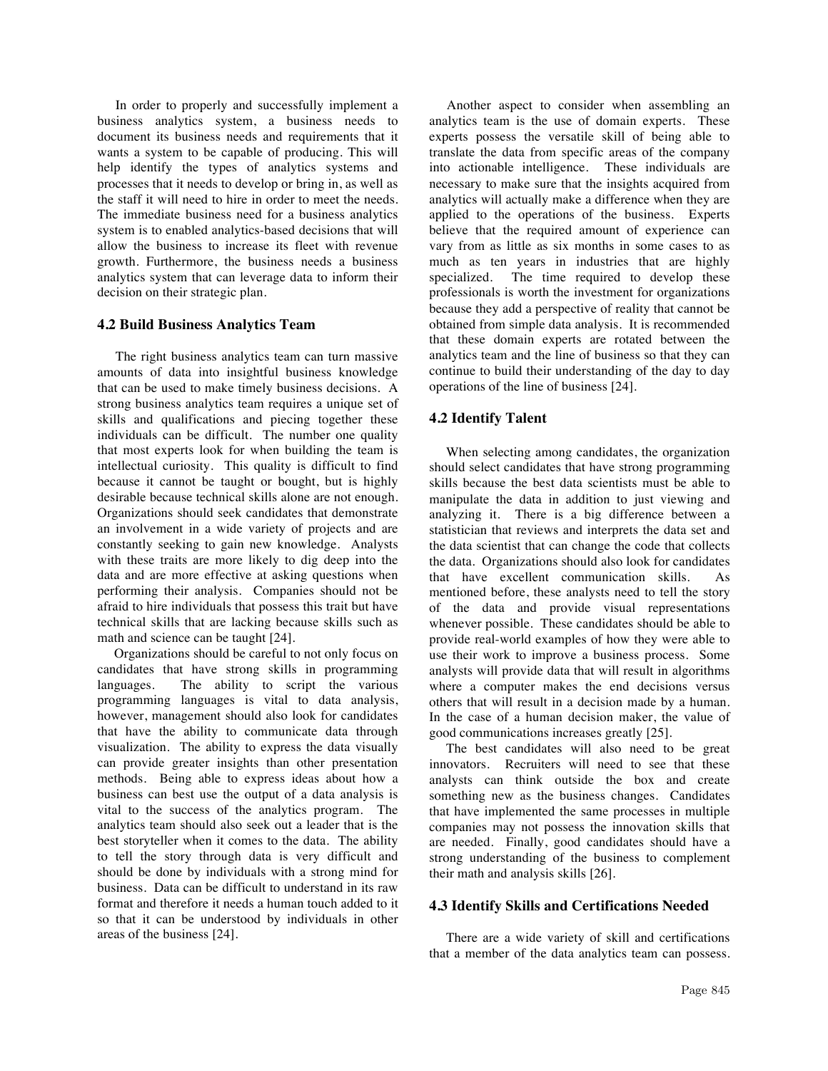In order to properly and successfully implement a business analytics system, a business needs to document its business needs and requirements that it wants a system to be capable of producing. This will help identify the types of analytics systems and processes that it needs to develop or bring in, as well as the staff it will need to hire in order to meet the needs. The immediate business need for a business analytics system is to enabled analytics-based decisions that will allow the business to increase its fleet with revenue growth. Furthermore, the business needs a business analytics system that can leverage data to inform their decision on their strategic plan.

### 4.2 Build Business Analytics Team

The right business analytics team can turn massive amounts of data into insightful business knowledge that can be used to make timely business decisions. A strong business analytics team requires a unique set of skills and qualifications and piecing together these individuals can be difficult. The number one quality that most experts look for when building the team is intellectual curiosity. This quality is difficult to find because it cannot be taught or bought, but is highly desirable because technical skills alone are not enough. Organizations should seek candidates that demonstrate an involvement in a wide variety of projects and are constantly seeking to gain new knowledge. Analysts with these traits are more likely to dig deep into the data and are more effective at asking questions when performing their analysis. Companies should not be afraid to hire individuals that possess this trait but have technical skills that are lacking because skills such as math and science can be taught [24].

Organizations should be careful to not only focus on candidates that have strong skills in programming languages. The ability to script the various programming languages is vital to data analysis, however, management should also look for candidates that have the ability to communicate data through visualization. The ability to express the data visually can provide greater insights than other presentation methods. Being able to express ideas about how a business can best use the output of a data analysis is vital to the success of the analytics program. The analytics team should also seek out a leader that is the best storyteller when it comes to the data. The ability to tell the story through data is very difficult and should be done by individuals with a strong mind for business. Data can be difficult to understand in its raw format and therefore it needs a human touch added to it so that it can be understood by individuals in other areas of the business [24].

Another aspect to consider when assembling an analytics team is the use of domain experts. These experts possess the versatile skill of being able to translate the data from specific areas of the company into actionable intelligence. These individuals are necessary to make sure that the insights acquired from analytics will actually make a difference when they are applied to the operations of the business. Experts believe that the required amount of experience can vary from as little as six months in some cases to as much as ten years in industries that are highly specialized. The time required to develop these professionals is worth the investment for organizations because they add a perspective of reality that cannot be obtained from simple data analysis. It is recommended that these domain experts are rotated between the analytics team and the line of business so that they can continue to build their understanding of the day to day operations of the line of business [24].

### 4.2 Identify Talent

When selecting among candidates, the organization should select candidates that have strong programming skills because the best data scientists must be able to manipulate the data in addition to just viewing and analyzing it. There is a big difference between a statistician that reviews and interprets the data set and the data scientist that can change the code that collects the data. Organizations should also look for candidates that have excellent communication skills. As mentioned before, these analysts need to tell the story of the data and provide visual representations whenever possible. These candidates should be able to provide real-world examples of how they were able to use their work to improve a business process. Some analysts will provide data that will result in algorithms where a computer makes the end decisions versus others that will result in a decision made by a human. In the case of a human decision maker, the value of good communications increases greatly [25].

The best candidates will also need to be great innovators. Recruiters will need to see that these analysts can think outside the box and create something new as the business changes. Candidates that have implemented the same processes in multiple companies may not possess the innovation skills that are needed. Finally, good candidates should have a strong understanding of the business to complement their math and analysis skills [26].

### 4.3 Identify Skills and Certifications Needed

There are a wide variety of skill and certifications that a member of the data analytics team can possess.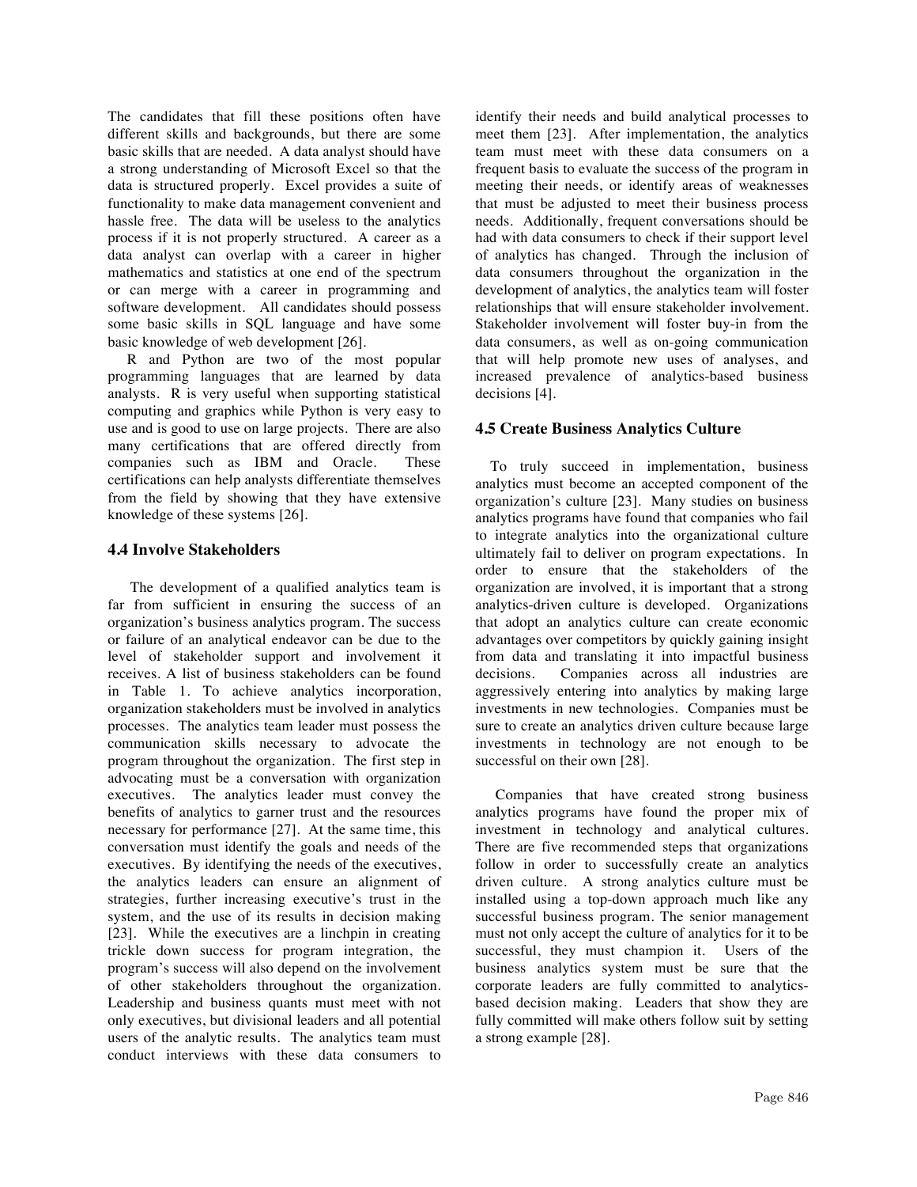The candidates that fill these positions often have different skills and backgrounds, but there are some basic skills that are needed. A data analyst should have a strong understanding of Microsoft Excel so that the data is structured properly. Excel provides a suite of functionality to make data management convenient and hassle free. The data will be useless to the analytics process if it is not properly structured. A career as a data analyst can overlap with a career in higher mathematics and statistics at one end of the spectrum or can merge with a career in programming and software development. All candidates should possess some basic skills in SQL language and have some basic knowledge of web development [26].

R and Python are two of the most popular programming languages that are learned by data analysts. R is very useful when supporting statistical computing and graphics while Python is very easy to use and is good to use on large projects. There are also many certifications that are offered directly from companies such as IBM and Oracle. These certifications can help analysts differentiate themselves from the field by showing that they have extensive knowledge of these systems [26].

### 4.4 Involve Stakeholders

The development of a qualified analytics team is far from sufficient in ensuring the success of an organization's business analytics program. The success or failure of an analytical endeavor can be due to the level of stakeholder support and involvement it receives. A list of business stakeholders can be found in Table 1. To achieve analytics incorporation, organization stakeholders must be involved in analytics processes. The analytics team leader must possess the communication skills necessary to advocate the program throughout the organization. The first step in advocating must be a conversation with organization executives. The analytics leader must convey the benefits of analytics to garner trust and the resources necessary for performance [27]. At the same time, this conversation must identify the goals and needs of the executives. By identifying the needs of the executives, the analytics leaders can ensure an alignment of strategies, further increasing executive's trust in the system, and the use of its results in decision making [23]. While the executives are a linchpin in creating trickle down success for program integration, the program's success will also depend on the involvement of other stakeholders throughout the organization. Leadership and business quants must meet with not only executives, but divisional leaders and all potential users of the analytic results. The analytics team must conduct interviews with these data consumers to identify their needs and build analytical processes to meet them [23]. After implementation, the analytics team must meet with these data consumers on a frequent basis to evaluate the success of the program in meeting their needs, or identify areas of weaknesses that must be adjusted to meet their business process needs. Additionally, frequent conversations should be had with data consumers to check if their support level of analytics has changed. Through the inclusion of data consumers throughout the organization in the development of analytics, the analytics team will foster relationships that will ensure stakeholder involvement. Stakeholder involvement will foster buy-in from the data consumers, as well as on-going communication that will help promote new uses of analyses, and increased prevalence of analytics-based business decisions [4].

### 4.5 Create Business Analytics Culture

To truly succeed in implementation, business analytics must become an accepted component of the organization's culture [23]. Many studies on business analytics programs have found that companies who fail to integrate analytics into the organizational culture ultimately fail to deliver on program expectations. In order to ensure that the stakeholders of the organization are involved, it is important that a strong analytics-driven culture is developed. Organizations that adopt an analytics culture can create economic advantages over competitors by quickly gaining insight from data and translating it into impactful business decisions. Companies across all industries are aggressively entering into analytics by making large investments in new technologies. Companies must be sure to create an analytics driven culture because large investments in technology are not enough to be successful on their own [28].

Companies that have created strong business analytics programs have found the proper mix of investment in technology and analytical cultures. There are five recommended steps that organizations follow in order to successfully create an analytics driven culture. A strong analytics culture must be installed using a top-down approach much like any successful business program. The senior management must not only accept the culture of analytics for it to be successful, they must champion it. Users of the business analytics system must be sure that the corporate leaders are fully committed to analytics-based decision making. Leaders that show they are fully committed will make others follow suit by setting a strong example [28].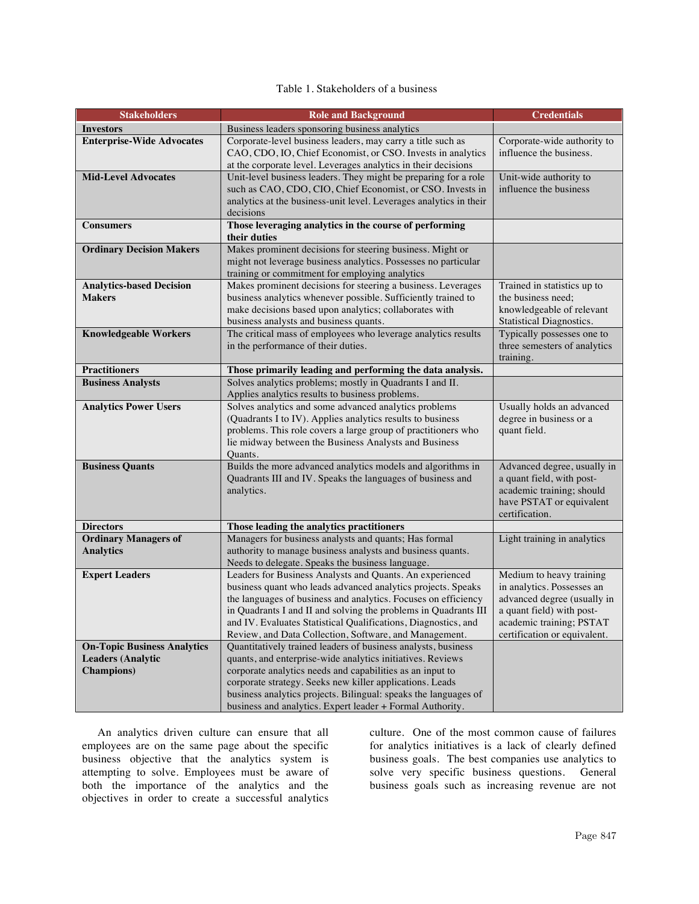Table 1. Stakeholders of a business

| Stakeholders | Role and Background | Credentials |
| --- | --- | --- |
| **Investors** | Business leaders sponsoring business analytics | |
| **Enterprise-Wide Advocates** | Corporate-level business leaders, may carry a title such as CAO, CDO, IO, Chief Economist, or CSO. Invests in analytics at the corporate level. Leverages analytics in their decisions | Corporate-wide authority to influence the business. |
| **Mid-Level Advocates** | Unit-level business leaders. They might be preparing for a role such as CAO, CDO, CIO, Chief Economist, or CSO. Invests in analytics at the business-unit level. Leverages analytics in their decisions | Unit-wide authority to influence the business |
| **Consumers** | **Those leveraging analytics in the course of performing their duties** | |
| **Ordinary Decision Makers** | Makes prominent decisions for steering business. Might or might not leverage business analytics. Possesses no particular training or commitment for employing analytics | |
| **Analytics-based Decision Makers** | Makes prominent decisions for steering a business. Leverages business analytics whenever possible. Sufficiently trained to make decisions based upon analytics; collaborates with business analysts and business quants. | Trained in statistics up to the business need; knowledgeable of relevant Statistical Diagnostics. |
| **Knowledgeable Workers** | The critical mass of employees who leverage analytics results in the performance of their duties. | Typically possesses one to three semesters of analytics training. |
| **Practitioners** | **Those primarily leading and performing the data analysis.** | |
| **Business Analysts** | Solves analytics problems; mostly in Quadrants I and II. Applies analytics results to business problems. | |
| **Analytics Power Users** | Solves analytics and some advanced analytics problems (Quadrants I to IV). Applies analytics results to business problems. This role covers a large group of practitioners who lie midway between the Business Analysts and Business Quants. | Usually holds an advanced degree in business or a quant field. |
| **Business Quants** | Builds the more advanced analytics models and algorithms in Quadrants III and IV. Speaks the languages of business and analytics. | Advanced degree, usually in a quant field, with post-academic training; should have PSTAT or equivalent certification. |
| **Directors** | **Those leading the analytics practitioners** | |
| **Ordinary Managers of Analytics** | Managers for business analysts and quants; Has formal authority to manage business analysts and business quants. Needs to delegate. Speaks the business language. | Light training in analytics |
| **Expert Leaders** | Leaders for Business Analysts and Quants. An experienced business quant who leads advanced analytics projects. Speaks the languages of business and analytics. Focuses on efficiency in Quadrants I and II and solving the problems in Quadrants III and IV. Evaluates Statistical Qualifications, Diagnostics, and Review, and Data Collection, Software, and Management. | Medium to heavy training in analytics. Possesses an advanced degree (usually in a quant field) with post-academic training; PSTAT certification or equivalent. |
| **On-Topic Business Analytics Leaders (Analytic Champions)** | Quantitatively trained leaders of business analysts, business quants, and enterprise-wide analytics initiatives. Reviews corporate analytics needs and capabilities as an input to corporate strategy. Seeks new killer applications. Leads business analytics projects. Bilingual: speaks the languages of business and analytics. Expert leader + Formal Authority. | |

An analytics driven culture can ensure that all employees are on the same page about the specific business objective that the analytics system is attempting to solve. Employees must be aware of both the importance of the analytics and the objectives in order to create a successful analytics culture. One of the most common cause of failures for analytics initiatives is a lack of clearly defined business goals. The best companies use analytics to solve very specific business questions. General business goals such as increasing revenue are not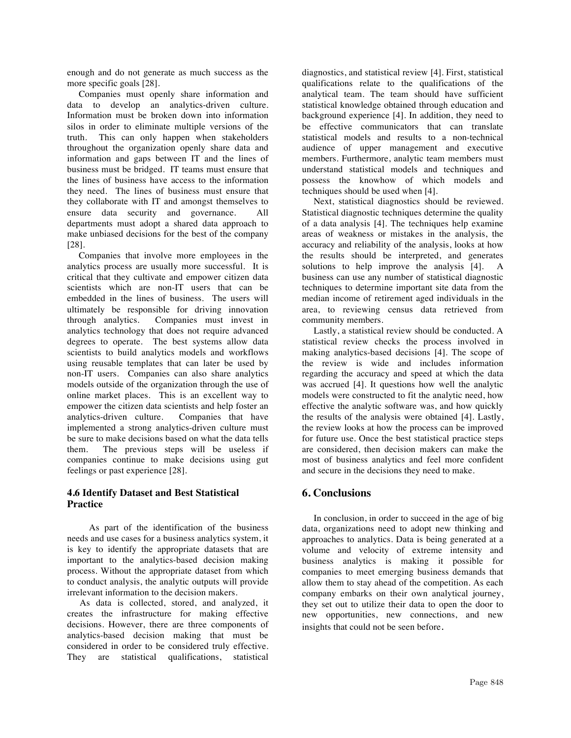enough and do not generate as much success as the more specific goals [28].

Companies must openly share information and data to develop an analytics-driven culture. Information must be broken down into information silos in order to eliminate multiple versions of the truth. This can only happen when stakeholders throughout the organization openly share data and information and gaps between IT and the lines of business must be bridged. IT teams must ensure that the lines of business have access to the information they need. The lines of business must ensure that they collaborate with IT and amongst themselves to ensure data security and governance. All departments must adopt a shared data approach to make unbiased decisions for the best of the company [28].

Companies that involve more employees in the analytics process are usually more successful. It is critical that they cultivate and empower citizen data scientists which are non-IT users that can be embedded in the lines of business. The users will ultimately be responsible for driving innovation through analytics. Companies must invest in analytics technology that does not require advanced degrees to operate. The best systems allow data scientists to build analytics models and workflows using reusable templates that can later be used by non-IT users. Companies can also share analytics models outside of the organization through the use of online market places. This is an excellent way to empower the citizen data scientists and help foster an analytics-driven culture. Companies that have implemented a strong analytics-driven culture must be sure to make decisions based on what the data tells them. The previous steps will be useless if companies continue to make decisions using gut feelings or past experience [28].

### 4.6 Identify Dataset and Best Statistical Practice

As part of the identification of the business needs and use cases for a business analytics system, it is key to identify the appropriate datasets that are important to the analytics-based decision making process. Without the appropriate dataset from which to conduct analysis, the analytic outputs will provide irrelevant information to the decision makers.

As data is collected, stored, and analyzed, it creates the infrastructure for making effective decisions. However, there are three components of analytics-based decision making that must be considered in order to be considered truly effective. They are statistical qualifications, statistical diagnostics, and statistical review [4]. First, statistical qualifications relate to the qualifications of the analytical team. The team should have sufficient statistical knowledge obtained through education and background experience [4]. In addition, they need to be effective communicators that can translate statistical models and results to a non-technical audience of upper management and executive members. Furthermore, analytic team members must understand statistical models and techniques and possess the knowhow of which models and techniques should be used when [4].

Next, statistical diagnostics should be reviewed. Statistical diagnostic techniques determine the quality of a data analysis [4]. The techniques help examine areas of weakness or mistakes in the analysis, the accuracy and reliability of the analysis, looks at how the results should be interpreted, and generates solutions to help improve the analysis [4]. A business can use any number of statistical diagnostic techniques to determine important site data from the median income of retirement aged individuals in the area, to reviewing census data retrieved from community members.

Lastly, a statistical review should be conducted. A statistical review checks the process involved in making analytics-based decisions [4]. The scope of the review is wide and includes information regarding the accuracy and speed at which the data was accrued [4]. It questions how well the analytic models were constructed to fit the analytic need, how effective the analytic software was, and how quickly the results of the analysis were obtained [4]. Lastly, the review looks at how the process can be improved for future use. Once the best statistical practice steps are considered, then decision makers can make the most of business analytics and feel more confident and secure in the decisions they need to make.

## 6. Conclusions

In conclusion, in order to succeed in the age of big data, organizations need to adopt new thinking and approaches to analytics. Data is being generated at a volume and velocity of extreme intensity and business analytics is making it possible for companies to meet emerging business demands that allow them to stay ahead of the competition. As each company embarks on their own analytical journey, they set out to utilize their data to open the door to new opportunities, new connections, and new insights that could not be seen before.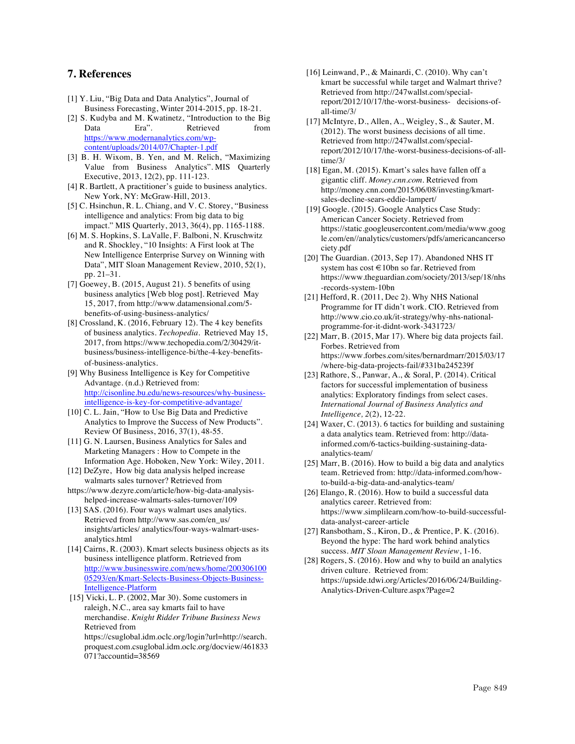## 7. References

[1] Y. Liu, "Big Data and Data Analytics", Journal of Business Forecasting, Winter 2014-2015, pp. 18-21.

[2] S. Kudyba and M. Kwatinetz, "Introduction to the Big Data Era". Retrieved from https://www.modernanalytics.com/wp-content/uploads/2014/07/Chapter-1.pdf

[3] B. H. Wixom, B. Yen, and M. Relich, "Maximizing Value from Business Analytics". MIS Quarterly Executive, 2013, 12(2), pp. 111-123.

[4] R. Bartlett, A practitioner's guide to business analytics. New York, NY: McGraw-Hill, 2013.

[5] C. Hsinchun, R. L. Chiang, and V. C. Storey, "Business intelligence and analytics: From big data to big impact." MIS Quarterly, 2013, 36(4), pp. 1165-1188.

[6] M. S. Hopkins, S. LaValle, F. Balboni, N. Kruschwitz and R. Shockley, "10 Insights: A First look at The New Intelligence Enterprise Survey on Winning with Data", MIT Sloan Management Review, 2010, 52(1), pp. 21–31.

[7] Goewey, B. (2015, August 21). 5 benefits of using business analytics [Web blog post]. Retrieved May 15, 2017, from http://www.datamensional.com/5-benefits-of-using-business-analytics/

[8] Crossland, K. (2016, February 12). The 4 key benefits of business analytics. *Techopedia*. Retrieved May 15, 2017, from https://www.techopedia.com/2/30429/it-business/business-intelligence-bi/the-4-key-benefits-of-business-analytics.

[9] Why Business Intelligence is Key for Competitive Advantage. (n.d.) Retrieved from: http://cisonline.bu.edu/news-resources/why-business-intelligence-is-key-for-competitive-advantage/

[10] C. L. Jain, "How to Use Big Data and Predictive Analytics to Improve the Success of New Products". Review Of Business, 2016, 37(1), 48-55.

[11] G. N. Laursen, Business Analytics for Sales and Marketing Managers : How to Compete in the Information Age. Hoboken, New York: Wiley, 2011.

[12] DeZyre, How big data analysis helped increase walmarts sales turnover? Retrieved from https://www.dezyre.com/article/how-big-data-analysis-helped-increase-walmarts-sales-turnover/109

[13] SAS. (2016). Four ways walmart uses analytics. Retrieved from http://www.sas.com/en_us/ insights/articles/ analytics/four-ways-walmart-uses-analytics.html

[14] Cairns, R. (2003). Kmart selects business objects as its business intelligence platform. Retrieved from http://www.businesswire.com/news/home/20030610005293/en/Kmart-Selects-Business-Objects-Business-Intelligence-Platform

[15] Vicki, L. P. (2002, Mar 30). Some customers in raleigh, N.C., area say kmarts fail to have merchandise. *Knight Ridder Tribune Business News* Retrieved from https://csuglobal.idm.oclc.org/login?url=http://search.proquest.com.csuglobal.idm.oclc.org/docview/461833071?accountid=38569

[16] Leinwand, P., & Mainardi, C. (2010). Why can't kmart be successful while target and Walmart thrive? Retrieved from http://247wallst.com/special-report/2012/10/17/the-worst-business- decisions-of-all-time/3/

[17] McIntyre, D., Allen, A., Weigley, S., & Sauter, M. (2012). The worst business decisions of all time. Retrieved from http://247wallst.com/special-report/2012/10/17/the-worst-business-decisions-of-all-time/3/

[18] Egan, M. (2015). Kmart's sales have fallen off a gigantic cliff. *Money.cnn.com*. Retrieved from http://money.cnn.com/2015/06/08/investing/kmart-sales-decline-sears-eddie-lampert/

[19] Google. (2015). Google Analytics Case Study: American Cancer Society. Retrieved from https://static.googleusercontent.com/media/www.google.com/en//analytics/customers/pdfs/americancancersociety.pdf

[20] The Guardian. (2013, Sep 17). Abandoned NHS IT system has cost €10bn so far. Retrieved from https://www.theguardian.com/society/2013/sep/18/nhs-records-system-10bn

[21] Hefford, R. (2011, Dec 2). Why NHS National Programme for IT didn't work. CIO. Retrieved from http://www.cio.co.uk/it-strategy/why-nhs-national-programme-for-it-didnt-work-3431723/

[22] Marr, B. (2015, Mar 17). Where big data projects fail. Forbes. Retrieved from https://www.forbes.com/sites/bernardmarr/2015/03/17/where-big-data-projects-fail/#331ba245239f

[23] Rathore, S., Panwar, A., & Soral, P. (2014). Critical factors for successful implementation of business analytics: Exploratory findings from select cases. *International Journal of Business Analytics and Intelligence, 2*(2), 12-22.

[24] Waxer, C. (2013). 6 tactics for building and sustaining a data analytics team. Retrieved from: http://data-informed.com/6-tactics-building-sustaining-data-analytics-team/

[25] Marr, B. (2016). How to build a big data and analytics team. Retrieved from: http://data-informed.com/how-to-build-a-big-data-and-analytics-team/

[26] Elango, R. (2016). How to build a successful data analytics career. Retrieved from: https://www.simplilearn.com/how-to-build-successful-data-analyst-career-article

[27] Ransbotham, S., Kiron, D., & Prentice, P. K. (2016). Beyond the hype: The hard work behind analytics success. *MIT Sloan Management Review*, 1-16.

[28] Rogers, S. (2016). How and why to build an analytics driven culture. Retrieved from: https://upside.tdwi.org/Articles/2016/06/24/Building-Analytics-Driven-Culture.aspx?Page=2